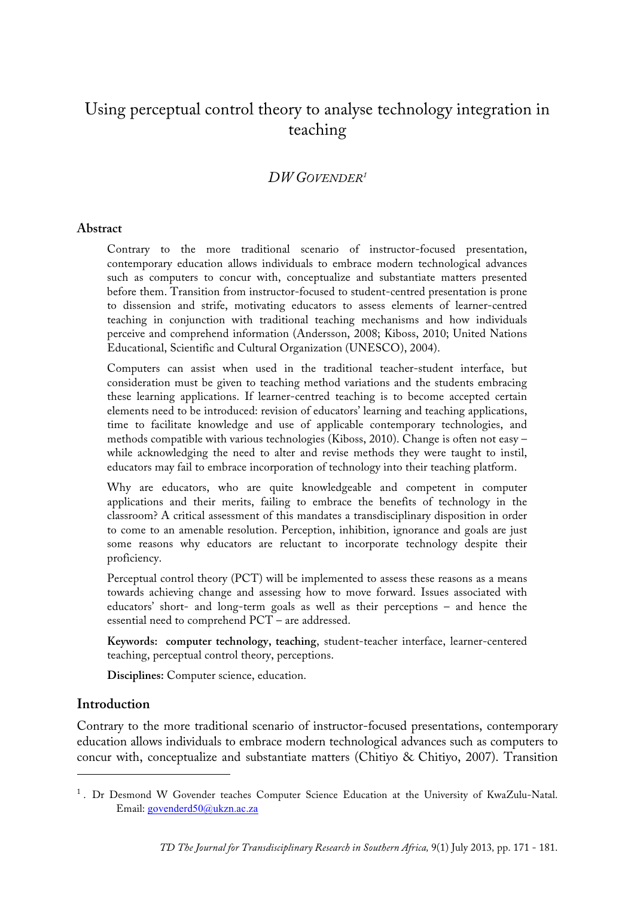# Using perceptual control theory to analyse technology integration in teaching

*DW GOVENDER*[1]

## Abstract

Contrary to the more traditional scenario of instructor-focused presentation, contemporary education allows individuals to embrace modern technological advances such as computers to concur with, conceptualize and substantiate matters presented before them. Transition from instructor-focused to student-centred presentation is prone to dissension and strife, motivating educators to assess elements of learner-centred teaching in conjunction with traditional teaching mechanisms and how individuals perceive and comprehend information (Andersson, 2008; Kiboss, 2010; United Nations Educational, Scientific and Cultural Organization (UNESCO), 2004).

Computers can assist when used in the traditional teacher-student interface, but consideration must be given to teaching method variations and the students embracing these learning applications. If learner-centred teaching is to become accepted certain elements need to be introduced: revision of educators' learning and teaching applications, time to facilitate knowledge and use of applicable contemporary technologies, and methods compatible with various technologies (Kiboss, 2010). Change is often not easy – while acknowledging the need to alter and revise methods they were taught to instil, educators may fail to embrace incorporation of technology into their teaching platform.

Why are educators, who are quite knowledgeable and competent in computer applications and their merits, failing to embrace the benefits of technology in the classroom? A critical assessment of this mandates a transdisciplinary disposition in order to come to an amenable resolution. Perception, inhibition, ignorance and goals are just some reasons why educators are reluctant to incorporate technology despite their proficiency.

Perceptual control theory (PCT) will be implemented to assess these reasons as a means towards achieving change and assessing how to move forward. Issues associated with educators' short- and long-term goals as well as their perceptions – and hence the essential need to comprehend PCT – are addressed.

**Keywords: computer technology, teaching**, student-teacher interface, learner-centered teaching, perceptual control theory, perceptions.

**Disciplines:** Computer science, education.

## Introduction

Contrary to the more traditional scenario of instructor-focused presentations, contemporary education allows individuals to embrace modern technological advances such as computers to concur with, conceptualize and substantiate matters (Chitiyo & Chitiyo, 2007). Transition

---

[1]. Dr Desmond W Govender teaches Computer Science Education at the University of KwaZulu-Natal. Email: govenderd50@ukzn.ac.za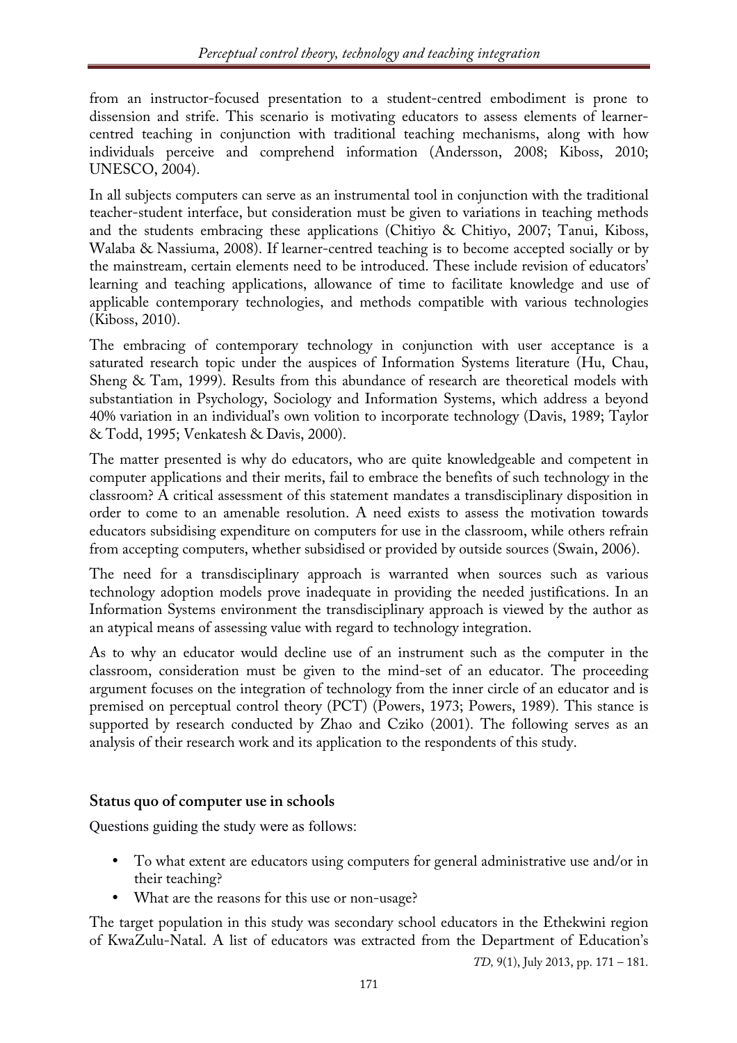from an instructor-focused presentation to a student-centred embodiment is prone to dissension and strife. This scenario is motivating educators to assess elements of learner-centred teaching in conjunction with traditional teaching mechanisms, along with how individuals perceive and comprehend information (Andersson, 2008; Kiboss, 2010; UNESCO, 2004).

In all subjects computers can serve as an instrumental tool in conjunction with the traditional teacher-student interface, but consideration must be given to variations in teaching methods and the students embracing these applications (Chitiyo & Chitiyo, 2007; Tanui, Kiboss, Walaba & Nassiuma, 2008). If learner-centred teaching is to become accepted socially or by the mainstream, certain elements need to be introduced. These include revision of educators' learning and teaching applications, allowance of time to facilitate knowledge and use of applicable contemporary technologies, and methods compatible with various technologies (Kiboss, 2010).

The embracing of contemporary technology in conjunction with user acceptance is a saturated research topic under the auspices of Information Systems literature (Hu, Chau, Sheng & Tam, 1999). Results from this abundance of research are theoretical models with substantiation in Psychology, Sociology and Information Systems, which address a beyond 40% variation in an individual's own volition to incorporate technology (Davis, 1989; Taylor & Todd, 1995; Venkatesh & Davis, 2000).

The matter presented is why do educators, who are quite knowledgeable and competent in computer applications and their merits, fail to embrace the benefits of such technology in the classroom? A critical assessment of this statement mandates a transdisciplinary disposition in order to come to an amenable resolution. A need exists to assess the motivation towards educators subsidising expenditure on computers for use in the classroom, while others refrain from accepting computers, whether subsidised or provided by outside sources (Swain, 2006).

The need for a transdisciplinary approach is warranted when sources such as various technology adoption models prove inadequate in providing the needed justifications. In an Information Systems environment the transdisciplinary approach is viewed by the author as an atypical means of assessing value with regard to technology integration.

As to why an educator would decline use of an instrument such as the computer in the classroom, consideration must be given to the mind-set of an educator. The proceeding argument focuses on the integration of technology from the inner circle of an educator and is premised on perceptual control theory (PCT) (Powers, 1973; Powers, 1989). This stance is supported by research conducted by Zhao and Cziko (2001). The following serves as an analysis of their research work and its application to the respondents of this study.

## Status quo of computer use in schools

Questions guiding the study were as follows:

- To what extent are educators using computers for general administrative use and/or in their teaching?
- What are the reasons for this use or non-usage?

The target population in this study was secondary school educators in the Ethekwini region of KwaZulu-Natal. A list of educators was extracted from the Department of Education's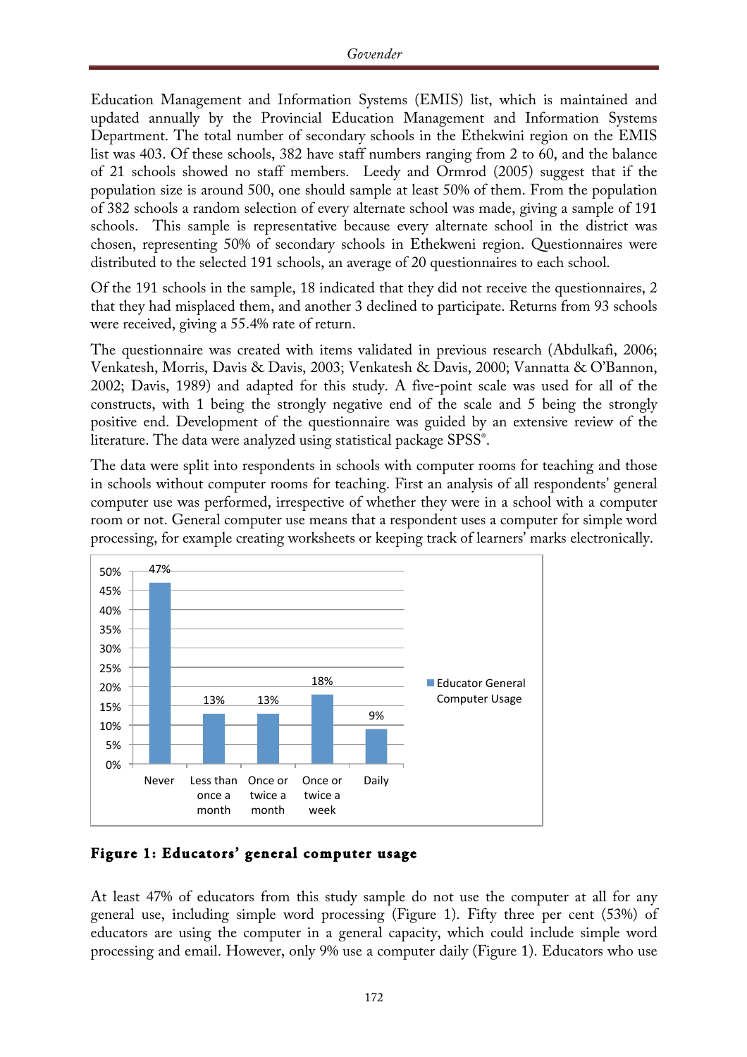Education Management and Information Systems (EMIS) list, which is maintained and updated annually by the Provincial Education Management and Information Systems Department. The total number of secondary schools in the Ethekwini region on the EMIS list was 403. Of these schools, 382 have staff numbers ranging from 2 to 60, and the balance of 21 schools showed no staff members. Leedy and Ormrod (2005) suggest that if the population size is around 500, one should sample at least 50% of them. From the population of 382 schools a random selection of every alternate school was made, giving a sample of 191 schools. This sample is representative because every alternate school in the district was chosen, representing 50% of secondary schools in Ethekweni region. Questionnaires were distributed to the selected 191 schools, an average of 20 questionnaires to each school.

Of the 191 schools in the sample, 18 indicated that they did not receive the questionnaires, 2 that they had misplaced them, and another 3 declined to participate. Returns from 93 schools were received, giving a 55.4% rate of return.

The questionnaire was created with items validated in previous research (Abdulkafi, 2006; Venkatesh, Morris, Davis & Davis, 2003; Venkatesh & Davis, 2000; Vannatta & O'Bannon, 2002; Davis, 1989) and adapted for this study. A five-point scale was used for all of the constructs, with 1 being the strongly negative end of the scale and 5 being the strongly positive end. Development of the questionnaire was guided by an extensive review of the literature. The data were analyzed using statistical package SPSS®.

The data were split into respondents in schools with computer rooms for teaching and those in schools without computer rooms for teaching. First an analysis of all respondents' general computer use was performed, irrespective of whether they were in a school with a computer room or not. General computer use means that a respondent uses a computer for simple word processing, for example creating worksheets or keeping track of learners' marks electronically.

| | Educator General Computer Usage |
|---|---|
| Never | 47% |
| Less than once a month | 13% |
| Once or twice a month | 13% |
| Once or twice a week | 18% |
| Daily | 9% |

**Figure 1: Educators' general computer usage**

At least 47% of educators from this study sample do not use the computer at all for any general use, including simple word processing (Figure 1). Fifty three per cent (53%) of educators are using the computer in a general capacity, which could include simple word processing and email. However, only 9% use a computer daily (Figure 1). Educators who use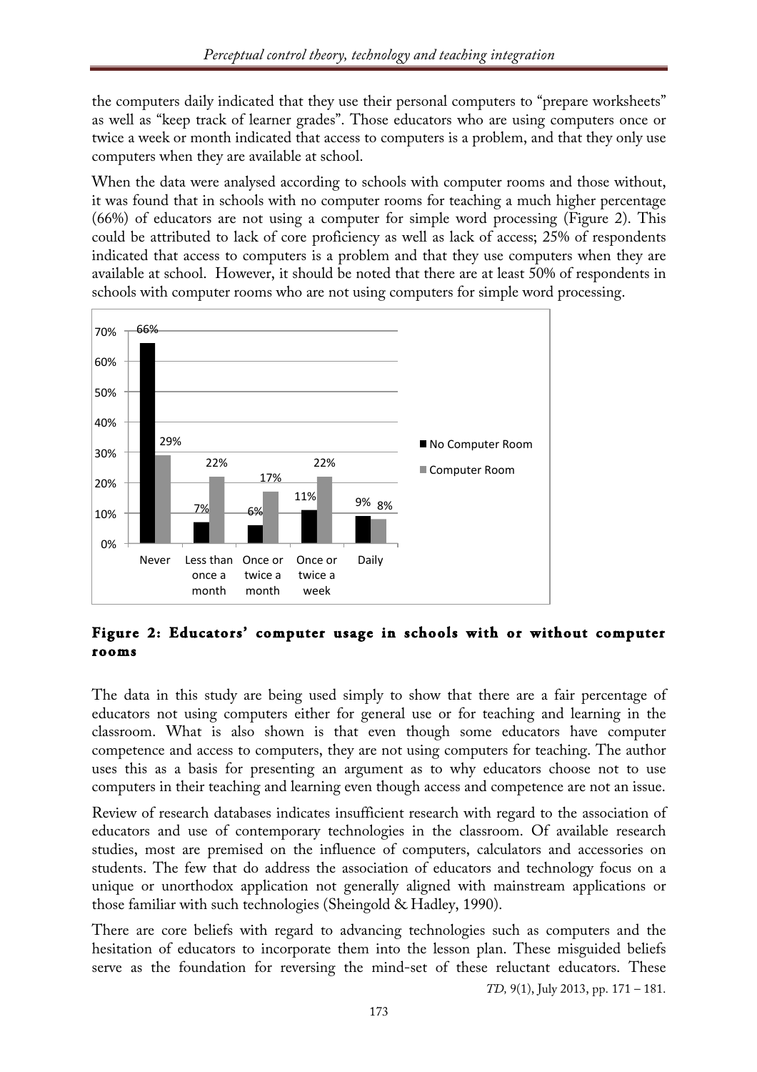the computers daily indicated that they use their personal computers to "prepare worksheets" as well as "keep track of learner grades". Those educators who are using computers once or twice a week or month indicated that access to computers is a problem, and that they only use computers when they are available at school.

When the data were analysed according to schools with computer rooms and those without, it was found that in schools with no computer rooms for teaching a much higher percentage (66%) of educators are not using a computer for simple word processing (Figure 2). This could be attributed to lack of core proficiency as well as lack of access; 25% of respondents indicated that access to computers is a problem and that they use computers when they are available at school. However, it should be noted that there are at least 50% of respondents in schools with computer rooms who are not using computers for simple word processing.

| | Never | Less than once a month | Once or twice a month | Once or twice a week | Daily |
|---|---|---|---|---|---|
| No Computer Room | 66% | 7% | 6% | 11% | 9% |
| Computer Room | 29% | 22% | 17% | 22% | 8% |

**Figure 2: Educators' computer usage in schools with or without computer rooms**

The data in this study are being used simply to show that there are a fair percentage of educators not using computers either for general use or for teaching and learning in the classroom. What is also shown is that even though some educators have computer competence and access to computers, they are not using computers for teaching. The author uses this as a basis for presenting an argument as to why educators choose not to use computers in their teaching and learning even though access and competence are not an issue.

Review of research databases indicates insufficient research with regard to the association of educators and use of contemporary technologies in the classroom. Of available research studies, most are premised on the influence of computers, calculators and accessories on students. The few that do address the association of educators and technology focus on a unique or unorthodox application not generally aligned with mainstream applications or those familiar with such technologies (Sheingold & Hadley, 1990).

There are core beliefs with regard to advancing technologies such as computers and the hesitation of educators to incorporate them into the lesson plan. These misguided beliefs serve as the foundation for reversing the mind-set of these reluctant educators. These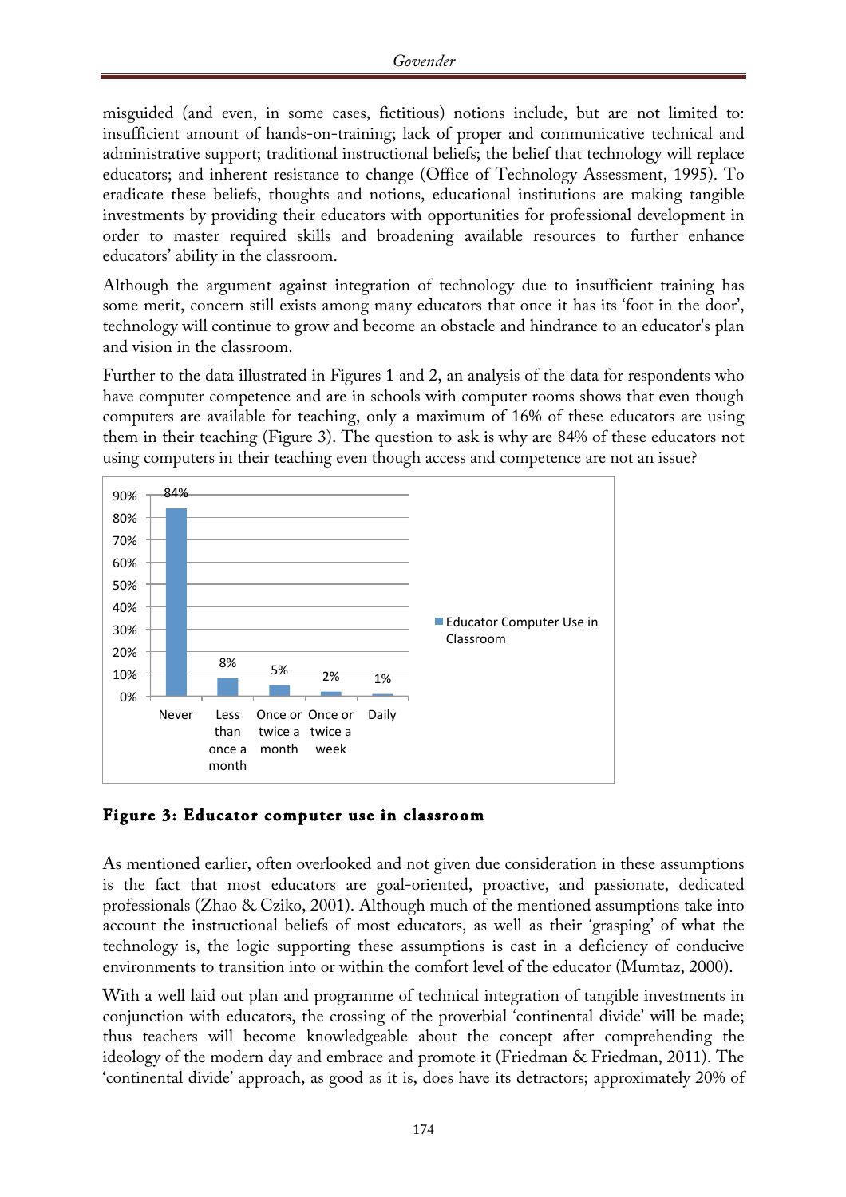misguided (and even, in some cases, fictitious) notions include, but are not limited to: insufficient amount of hands-on-training; lack of proper and communicative technical and administrative support; traditional instructional beliefs; the belief that technology will replace educators; and inherent resistance to change (Office of Technology Assessment, 1995). To eradicate these beliefs, thoughts and notions, educational institutions are making tangible investments by providing their educators with opportunities for professional development in order to master required skills and broadening available resources to further enhance educators' ability in the classroom.

Although the argument against integration of technology due to insufficient training has some merit, concern still exists among many educators that once it has its 'foot in the door', technology will continue to grow and become an obstacle and hindrance to an educator's plan and vision in the classroom.

Further to the data illustrated in Figures 1 and 2, an analysis of the data for respondents who have computer competence and are in schools with computer rooms shows that even though computers are available for teaching, only a maximum of 16% of these educators are using them in their teaching (Figure 3). The question to ask is why are 84% of these educators not using computers in their teaching even though access and competence are not an issue?

| | Educator Computer Use in Classroom |
|---|---|
| Never | 84% |
| Less than once a month | 8% |
| Once or twice a month | 5% |
| Once or twice a week | 2% |
| Daily | 1% |

**Figure 3: Educator computer use in classroom**

As mentioned earlier, often overlooked and not given due consideration in these assumptions is the fact that most educators are goal-oriented, proactive, and passionate, dedicated professionals (Zhao & Cziko, 2001). Although much of the mentioned assumptions take into account the instructional beliefs of most educators, as well as their 'grasping' of what the technology is, the logic supporting these assumptions is cast in a deficiency of conducive environments to transition into or within the comfort level of the educator (Mumtaz, 2000).

With a well laid out plan and programme of technical integration of tangible investments in conjunction with educators, the crossing of the proverbial 'continental divide' will be made; thus teachers will become knowledgeable about the concept after comprehending the ideology of the modern day and embrace and promote it (Friedman & Friedman, 2011). The 'continental divide' approach, as good as it is, does have its detractors; approximately 20% of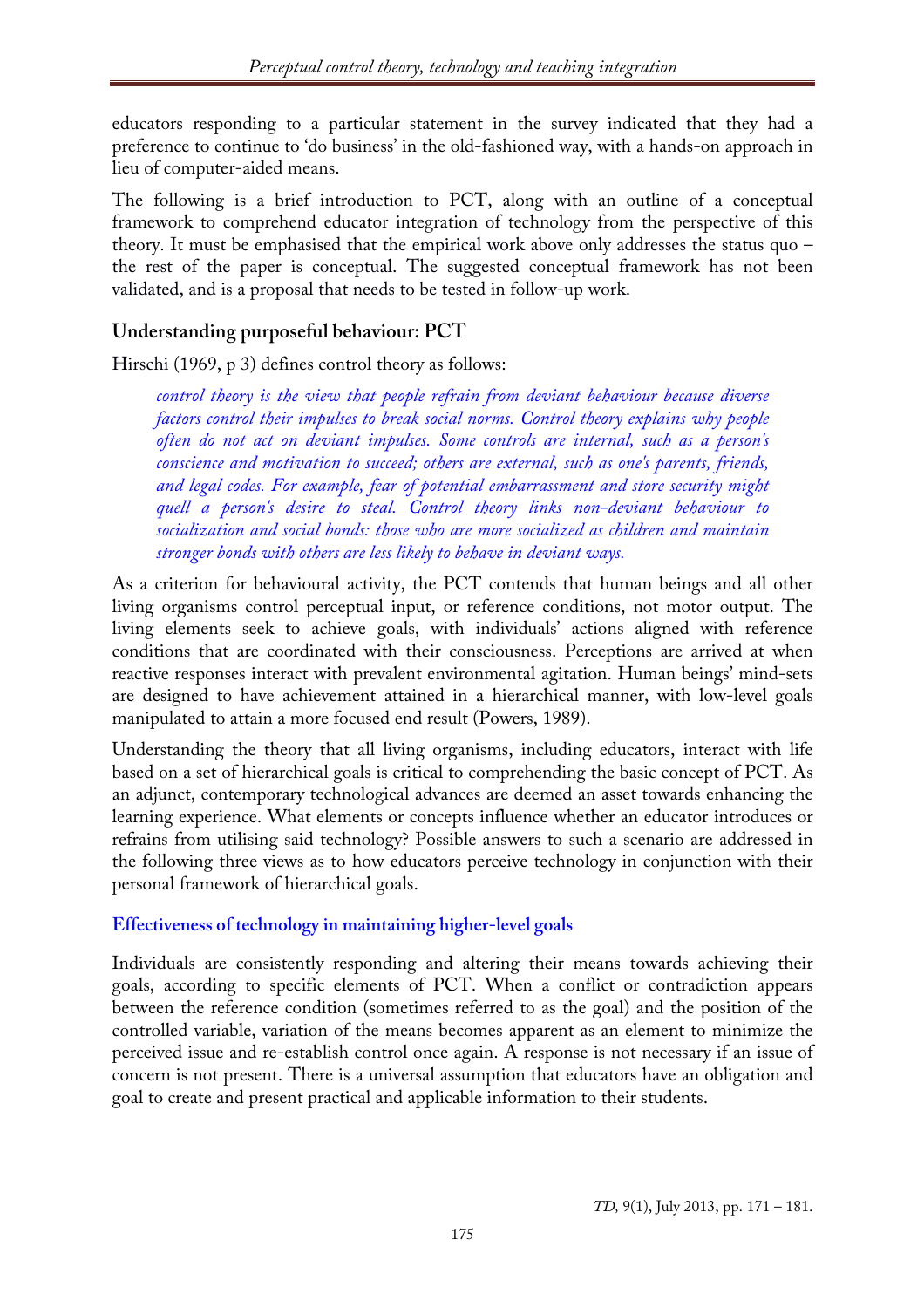educators responding to a particular statement in the survey indicated that they had a preference to continue to 'do business' in the old-fashioned way, with a hands-on approach in lieu of computer-aided means.

The following is a brief introduction to PCT, along with an outline of a conceptual framework to comprehend educator integration of technology from the perspective of this theory. It must be emphasised that the empirical work above only addresses the status quo – the rest of the paper is conceptual. The suggested conceptual framework has not been validated, and is a proposal that needs to be tested in follow-up work.

## Understanding purposeful behaviour: PCT

Hirschi (1969, p 3) defines control theory as follows:

> *control theory is the view that people refrain from deviant behaviour because diverse factors control their impulses to break social norms. Control theory explains why people often do not act on deviant impulses. Some controls are internal, such as a person's conscience and motivation to succeed; others are external, such as one's parents, friends, and legal codes. For example, fear of potential embarrassment and store security might quell a person's desire to steal. Control theory links non-deviant behaviour to socialization and social bonds: those who are more socialized as children and maintain stronger bonds with others are less likely to behave in deviant ways.*

As a criterion for behavioural activity, the PCT contends that human beings and all other living organisms control perceptual input, or reference conditions, not motor output. The living elements seek to achieve goals, with individuals' actions aligned with reference conditions that are coordinated with their consciousness. Perceptions are arrived at when reactive responses interact with prevalent environmental agitation. Human beings' mind-sets are designed to have achievement attained in a hierarchical manner, with low-level goals manipulated to attain a more focused end result (Powers, 1989).

Understanding the theory that all living organisms, including educators, interact with life based on a set of hierarchical goals is critical to comprehending the basic concept of PCT. As an adjunct, contemporary technological advances are deemed an asset towards enhancing the learning experience. What elements or concepts influence whether an educator introduces or refrains from utilising said technology? Possible answers to such a scenario are addressed in the following three views as to how educators perceive technology in conjunction with their personal framework of hierarchical goals.

### Effectiveness of technology in maintaining higher-level goals

Individuals are consistently responding and altering their means towards achieving their goals, according to specific elements of PCT. When a conflict or contradiction appears between the reference condition (sometimes referred to as the goal) and the position of the controlled variable, variation of the means becomes apparent as an element to minimize the perceived issue and re-establish control once again. A response is not necessary if an issue of concern is not present. There is a universal assumption that educators have an obligation and goal to create and present practical and applicable information to their students.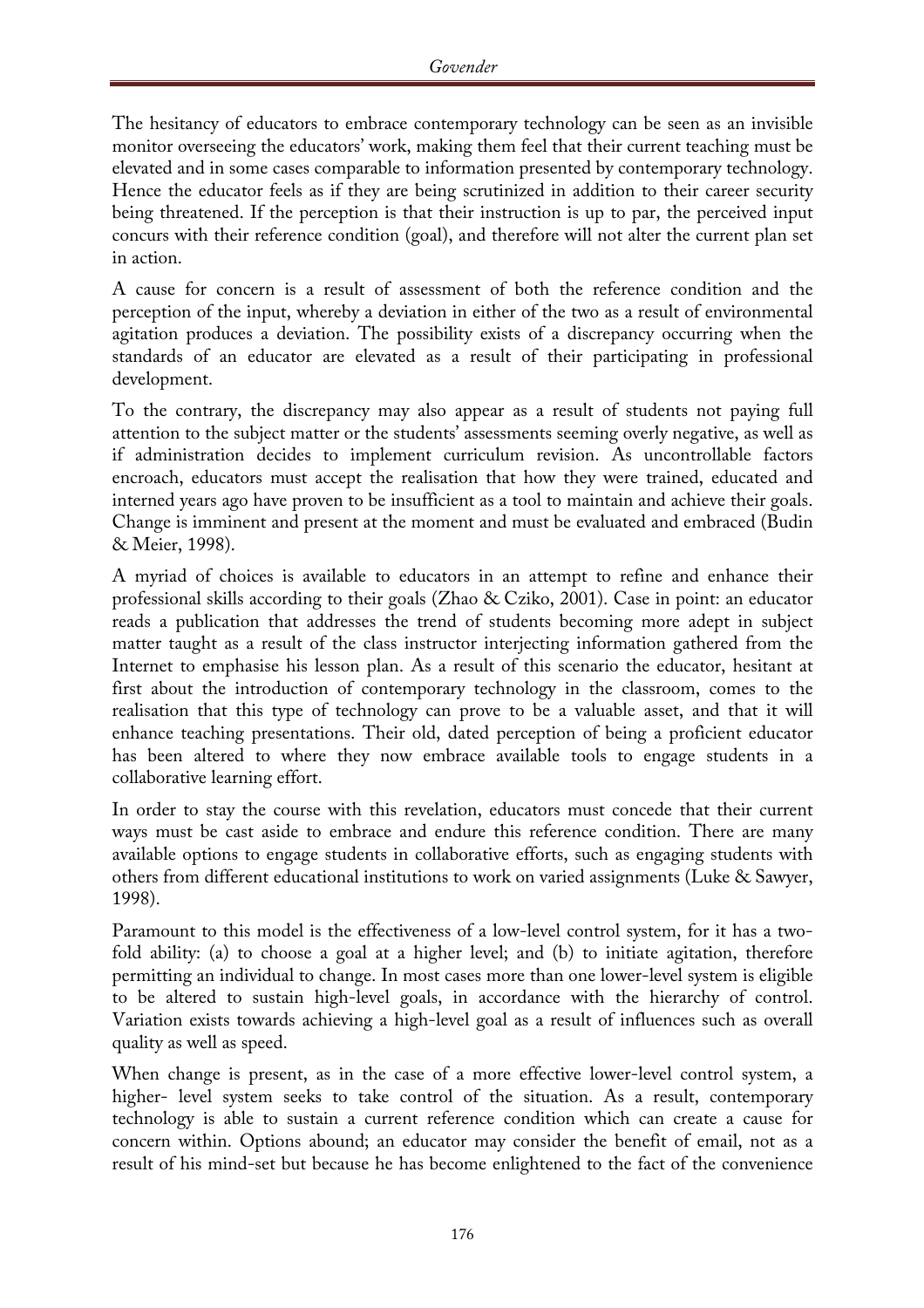The hesitancy of educators to embrace contemporary technology can be seen as an invisible monitor overseeing the educators' work, making them feel that their current teaching must be elevated and in some cases comparable to information presented by contemporary technology. Hence the educator feels as if they are being scrutinized in addition to their career security being threatened. If the perception is that their instruction is up to par, the perceived input concurs with their reference condition (goal), and therefore will not alter the current plan set in action.

A cause for concern is a result of assessment of both the reference condition and the perception of the input, whereby a deviation in either of the two as a result of environmental agitation produces a deviation. The possibility exists of a discrepancy occurring when the standards of an educator are elevated as a result of their participating in professional development.

To the contrary, the discrepancy may also appear as a result of students not paying full attention to the subject matter or the students' assessments seeming overly negative, as well as if administration decides to implement curriculum revision. As uncontrollable factors encroach, educators must accept the realisation that how they were trained, educated and interned years ago have proven to be insufficient as a tool to maintain and achieve their goals. Change is imminent and present at the moment and must be evaluated and embraced (Budin & Meier, 1998).

A myriad of choices is available to educators in an attempt to refine and enhance their professional skills according to their goals (Zhao & Cziko, 2001). Case in point: an educator reads a publication that addresses the trend of students becoming more adept in subject matter taught as a result of the class instructor interjecting information gathered from the Internet to emphasise his lesson plan. As a result of this scenario the educator, hesitant at first about the introduction of contemporary technology in the classroom, comes to the realisation that this type of technology can prove to be a valuable asset, and that it will enhance teaching presentations. Their old, dated perception of being a proficient educator has been altered to where they now embrace available tools to engage students in a collaborative learning effort.

In order to stay the course with this revelation, educators must concede that their current ways must be cast aside to embrace and endure this reference condition. There are many available options to engage students in collaborative efforts, such as engaging students with others from different educational institutions to work on varied assignments (Luke & Sawyer, 1998).

Paramount to this model is the effectiveness of a low-level control system, for it has a two-fold ability: (a) to choose a goal at a higher level; and (b) to initiate agitation, therefore permitting an individual to change. In most cases more than one lower-level system is eligible to be altered to sustain high-level goals, in accordance with the hierarchy of control. Variation exists towards achieving a high-level goal as a result of influences such as overall quality as well as speed.

When change is present, as in the case of a more effective lower-level control system, a higher- level system seeks to take control of the situation. As a result, contemporary technology is able to sustain a current reference condition which can create a cause for concern within. Options abound; an educator may consider the benefit of email, not as a result of his mind-set but because he has become enlightened to the fact of the convenience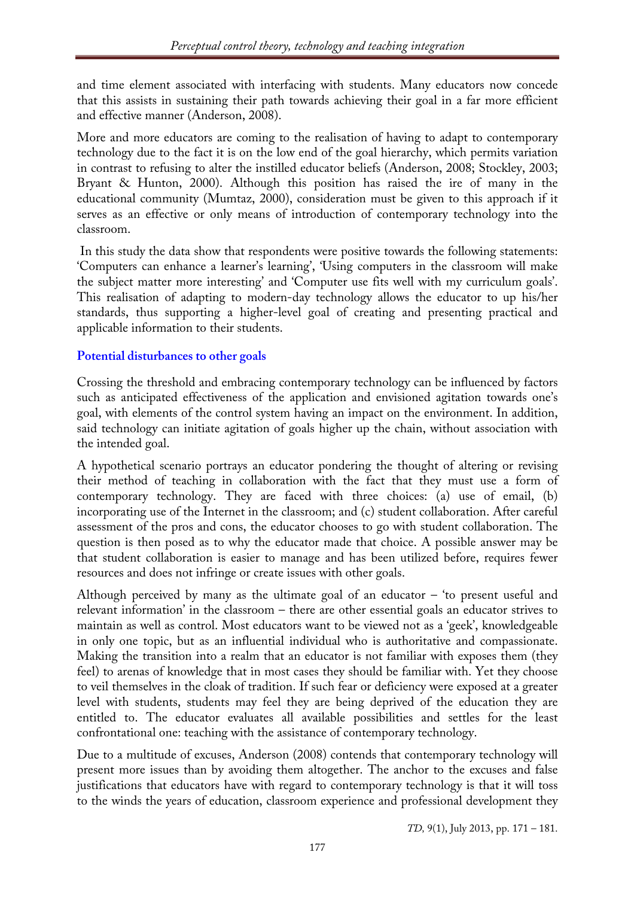and time element associated with interfacing with students. Many educators now concede that this assists in sustaining their path towards achieving their goal in a far more efficient and effective manner (Anderson, 2008).

More and more educators are coming to the realisation of having to adapt to contemporary technology due to the fact it is on the low end of the goal hierarchy, which permits variation in contrast to refusing to alter the instilled educator beliefs (Anderson, 2008; Stockley, 2003; Bryant & Hunton, 2000). Although this position has raised the ire of many in the educational community (Mumtaz, 2000), consideration must be given to this approach if it serves as an effective or only means of introduction of contemporary technology into the classroom.

In this study the data show that respondents were positive towards the following statements: 'Computers can enhance a learner's learning', 'Using computers in the classroom will make the subject matter more interesting' and 'Computer use fits well with my curriculum goals'. This realisation of adapting to modern-day technology allows the educator to up his/her standards, thus supporting a higher-level goal of creating and presenting practical and applicable information to their students.

### Potential disturbances to other goals

Crossing the threshold and embracing contemporary technology can be influenced by factors such as anticipated effectiveness of the application and envisioned agitation towards one's goal, with elements of the control system having an impact on the environment. In addition, said technology can initiate agitation of goals higher up the chain, without association with the intended goal.

A hypothetical scenario portrays an educator pondering the thought of altering or revising their method of teaching in collaboration with the fact that they must use a form of contemporary technology. They are faced with three choices: (a) use of email, (b) incorporating use of the Internet in the classroom; and (c) student collaboration. After careful assessment of the pros and cons, the educator chooses to go with student collaboration. The question is then posed as to why the educator made that choice. A possible answer may be that student collaboration is easier to manage and has been utilized before, requires fewer resources and does not infringe or create issues with other goals.

Although perceived by many as the ultimate goal of an educator – 'to present useful and relevant information' in the classroom – there are other essential goals an educator strives to maintain as well as control. Most educators want to be viewed not as a 'geek', knowledgeable in only one topic, but as an influential individual who is authoritative and compassionate. Making the transition into a realm that an educator is not familiar with exposes them (they feel) to arenas of knowledge that in most cases they should be familiar with. Yet they choose to veil themselves in the cloak of tradition. If such fear or deficiency were exposed at a greater level with students, students may feel they are being deprived of the education they are entitled to. The educator evaluates all available possibilities and settles for the least confrontational one: teaching with the assistance of contemporary technology.

Due to a multitude of excuses, Anderson (2008) contends that contemporary technology will present more issues than by avoiding them altogether. The anchor to the excuses and false justifications that educators have with regard to contemporary technology is that it will toss to the winds the years of education, classroom experience and professional development they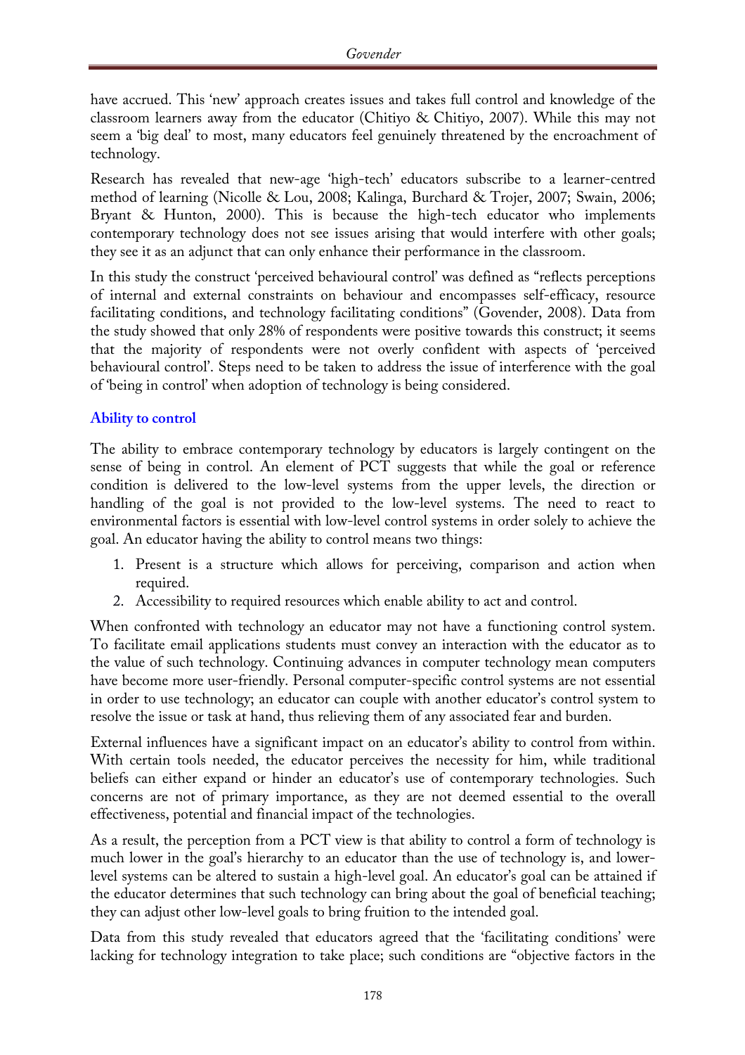have accrued. This 'new' approach creates issues and takes full control and knowledge of the classroom learners away from the educator (Chitiyo & Chitiyo, 2007). While this may not seem a 'big deal' to most, many educators feel genuinely threatened by the encroachment of technology.

Research has revealed that new-age 'high-tech' educators subscribe to a learner-centred method of learning (Nicolle & Lou, 2008; Kalinga, Burchard & Trojer, 2007; Swain, 2006; Bryant & Hunton, 2000). This is because the high-tech educator who implements contemporary technology does not see issues arising that would interfere with other goals; they see it as an adjunct that can only enhance their performance in the classroom.

In this study the construct 'perceived behavioural control' was defined as "reflects perceptions of internal and external constraints on behaviour and encompasses self-efficacy, resource facilitating conditions, and technology facilitating conditions" (Govender, 2008). Data from the study showed that only 28% of respondents were positive towards this construct; it seems that the majority of respondents were not overly confident with aspects of 'perceived behavioural control'. Steps need to be taken to address the issue of interference with the goal of 'being in control' when adoption of technology is being considered.

### Ability to control

The ability to embrace contemporary technology by educators is largely contingent on the sense of being in control. An element of PCT suggests that while the goal or reference condition is delivered to the low-level systems from the upper levels, the direction or handling of the goal is not provided to the low-level systems. The need to react to environmental factors is essential with low-level control systems in order solely to achieve the goal. An educator having the ability to control means two things:

1. Present is a structure which allows for perceiving, comparison and action when required.
2. Accessibility to required resources which enable ability to act and control.

When confronted with technology an educator may not have a functioning control system. To facilitate email applications students must convey an interaction with the educator as to the value of such technology. Continuing advances in computer technology mean computers have become more user-friendly. Personal computer-specific control systems are not essential in order to use technology; an educator can couple with another educator's control system to resolve the issue or task at hand, thus relieving them of any associated fear and burden.

External influences have a significant impact on an educator's ability to control from within. With certain tools needed, the educator perceives the necessity for him, while traditional beliefs can either expand or hinder an educator's use of contemporary technologies. Such concerns are not of primary importance, as they are not deemed essential to the overall effectiveness, potential and financial impact of the technologies.

As a result, the perception from a PCT view is that ability to control a form of technology is much lower in the goal's hierarchy to an educator than the use of technology is, and lower-level systems can be altered to sustain a high-level goal. An educator's goal can be attained if the educator determines that such technology can bring about the goal of beneficial teaching; they can adjust other low-level goals to bring fruition to the intended goal.

Data from this study revealed that educators agreed that the 'facilitating conditions' were lacking for technology integration to take place; such conditions are "objective factors in the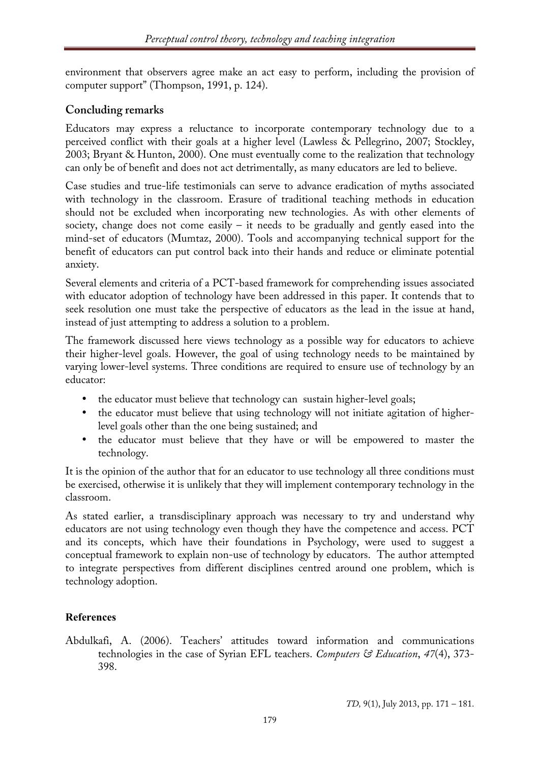environment that observers agree make an act easy to perform, including the provision of computer support" (Thompson, 1991, p. 124).

## Concluding remarks

Educators may express a reluctance to incorporate contemporary technology due to a perceived conflict with their goals at a higher level (Lawless & Pellegrino, 2007; Stockley, 2003; Bryant & Hunton, 2000). One must eventually come to the realization that technology can only be of benefit and does not act detrimentally, as many educators are led to believe.

Case studies and true-life testimonials can serve to advance eradication of myths associated with technology in the classroom. Erasure of traditional teaching methods in education should not be excluded when incorporating new technologies. As with other elements of society, change does not come easily – it needs to be gradually and gently eased into the mind-set of educators (Mumtaz, 2000). Tools and accompanying technical support for the benefit of educators can put control back into their hands and reduce or eliminate potential anxiety.

Several elements and criteria of a PCT-based framework for comprehending issues associated with educator adoption of technology have been addressed in this paper. It contends that to seek resolution one must take the perspective of educators as the lead in the issue at hand, instead of just attempting to address a solution to a problem.

The framework discussed here views technology as a possible way for educators to achieve their higher-level goals. However, the goal of using technology needs to be maintained by varying lower-level systems. Three conditions are required to ensure use of technology by an educator:

- the educator must believe that technology can sustain higher-level goals;
- the educator must believe that using technology will not initiate agitation of higher-level goals other than the one being sustained; and
- the educator must believe that they have or will be empowered to master the technology.

It is the opinion of the author that for an educator to use technology all three conditions must be exercised, otherwise it is unlikely that they will implement contemporary technology in the classroom.

As stated earlier, a transdisciplinary approach was necessary to try and understand why educators are not using technology even though they have the competence and access. PCT and its concepts, which have their foundations in Psychology, were used to suggest a conceptual framework to explain non-use of technology by educators. The author attempted to integrate perspectives from different disciplines centred around one problem, which is technology adoption.

## References

Abdulkafi, A. (2006). Teachers' attitudes toward information and communications technologies in the case of Syrian EFL teachers. *Computers & Education*, *47*(4), 373-398.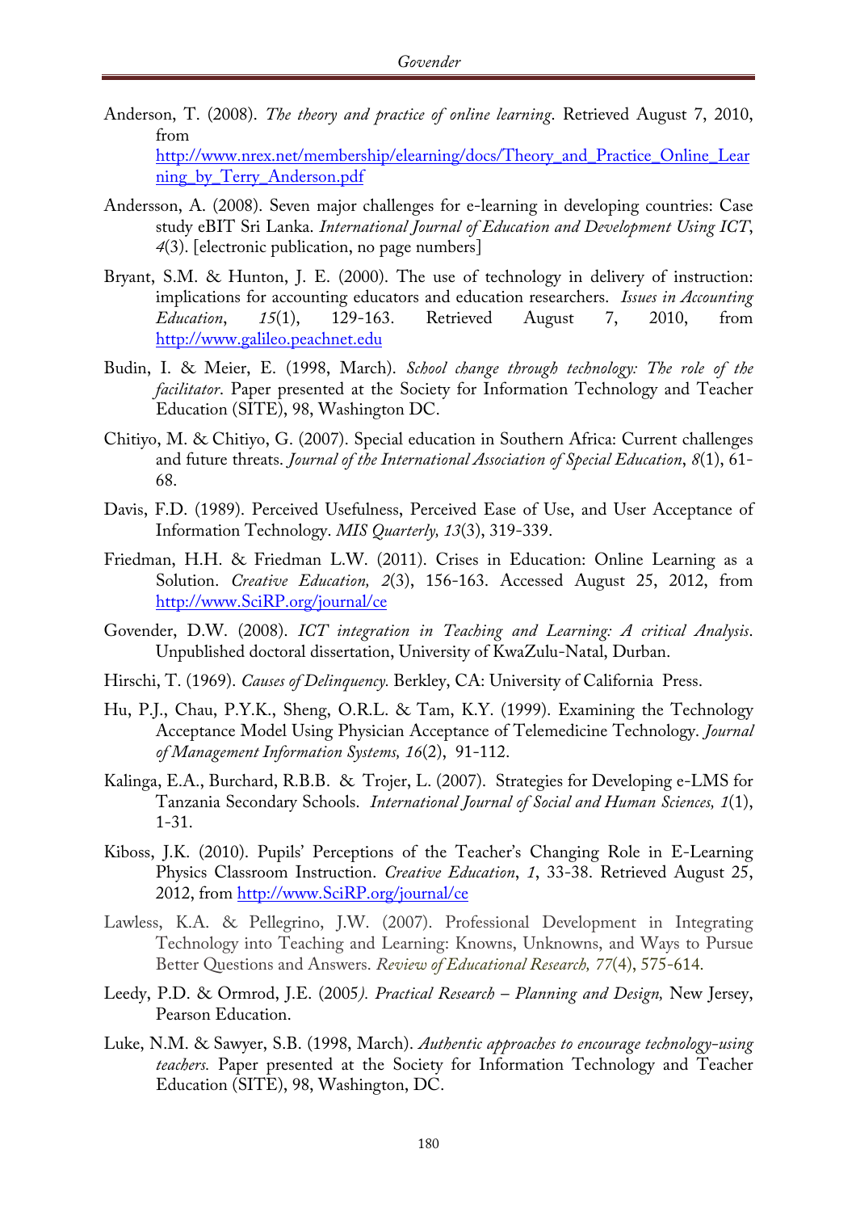Anderson, T. (2008). *The theory and practice of online learning*. Retrieved August 7, 2010, from http://www.nrex.net/membership/elearning/docs/Theory_and_Practice_Online_Learning_by_Terry_Anderson.pdf

Andersson, A. (2008). Seven major challenges for e-learning in developing countries: Case study eBIT Sri Lanka. *International Journal of Education and Development Using ICT*, *4*(3). [electronic publication, no page numbers]

Bryant, S.M. & Hunton, J. E. (2000). The use of technology in delivery of instruction: implications for accounting educators and education researchers. *Issues in Accounting Education*, *15*(1), 129-163. Retrieved August 7, 2010, from http://www.galileo.peachnet.edu

Budin, I. & Meier, E. (1998, March). *School change through technology: The role of the facilitator*. Paper presented at the Society for Information Technology and Teacher Education (SITE), 98, Washington DC.

Chitiyo, M. & Chitiyo, G. (2007). Special education in Southern Africa: Current challenges and future threats. *Journal of the International Association of Special Education*, *8*(1), 61-68.

Davis, F.D. (1989). Perceived Usefulness, Perceived Ease of Use, and User Acceptance of Information Technology. *MIS Quarterly, 13*(3), 319-339.

Friedman, H.H. & Friedman L.W. (2011). Crises in Education: Online Learning as a Solution. *Creative Education, 2*(3), 156-163. Accessed August 25, 2012, from http://www.SciRP.org/journal/ce

Govender, D.W. (2008). *ICT integration in Teaching and Learning: A critical Analysis*. Unpublished doctoral dissertation, University of KwaZulu-Natal, Durban.

Hirschi, T. (1969). *Causes of Delinquency.* Berkley, CA: University of California Press.

Hu, P.J., Chau, P.Y.K., Sheng, O.R.L. & Tam, K.Y. (1999). Examining the Technology Acceptance Model Using Physician Acceptance of Telemedicine Technology. *Journal of Management Information Systems, 16*(2), 91-112.

Kalinga, E.A., Burchard, R.B.B. & Trojer, L. (2007). Strategies for Developing e-LMS for Tanzania Secondary Schools. *International Journal of Social and Human Sciences, 1*(1), 1-31.

Kiboss, J.K. (2010). Pupils' Perceptions of the Teacher's Changing Role in E-Learning Physics Classroom Instruction. *Creative Education*, *1*, 33-38. Retrieved August 25, 2012, from http://www.SciRP.org/journal/ce

Lawless, K.A. & Pellegrino, J.W. (2007). Professional Development in Integrating Technology into Teaching and Learning: Knowns, Unknowns, and Ways to Pursue Better Questions and Answers. *Review of Educational Research, 77*(4), 575-614.

Leedy, P.D. & Ormrod, J.E. (2005*). Practical Research – Planning and Design,* New Jersey, Pearson Education.

Luke, N.M. & Sawyer, S.B. (1998, March). *Authentic approaches to encourage technology-using teachers.* Paper presented at the Society for Information Technology and Teacher Education (SITE), 98, Washington, DC.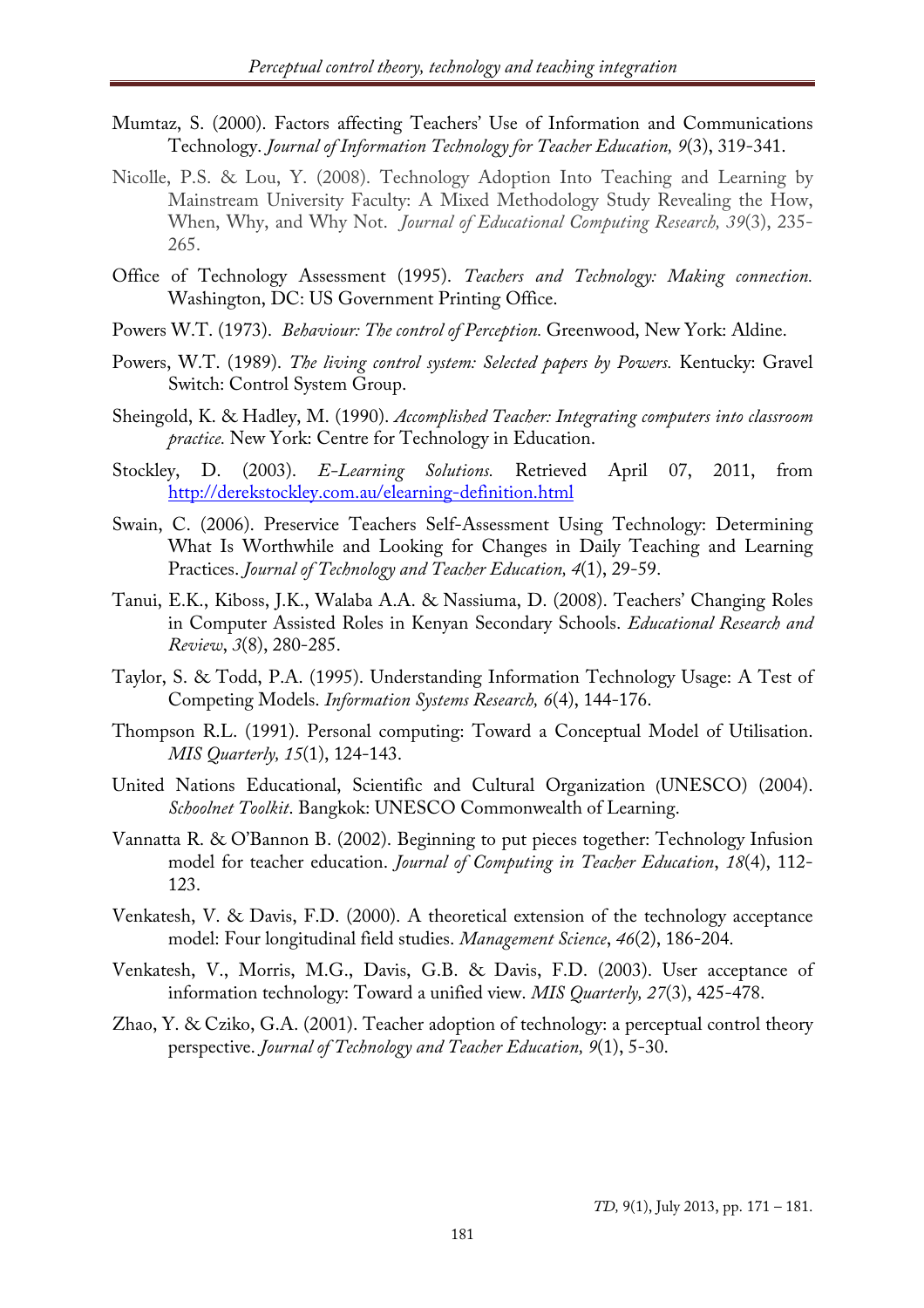Mumtaz, S. (2000). Factors affecting Teachers' Use of Information and Communications Technology. *Journal of Information Technology for Teacher Education, 9*(3), 319-341.

Nicolle, P.S. & Lou, Y. (2008). Technology Adoption Into Teaching and Learning by Mainstream University Faculty: A Mixed Methodology Study Revealing the How, When, Why, and Why Not. *Journal of Educational Computing Research, 39*(3), 235-265.

Office of Technology Assessment (1995). *Teachers and Technology: Making connection.* Washington, DC: US Government Printing Office.

Powers W.T. (1973). *Behaviour: The control of Perception.* Greenwood, New York: Aldine.

Powers, W.T. (1989). *The living control system: Selected papers by Powers.* Kentucky: Gravel Switch: Control System Group.

Sheingold, K. & Hadley, M. (1990). *Accomplished Teacher: Integrating computers into classroom practice.* New York: Centre for Technology in Education.

Stockley, D. (2003). *E-Learning Solutions.* Retrieved April 07, 2011, from http://derekstockley.com.au/elearning-definition.html

Swain, C. (2006). Preservice Teachers Self-Assessment Using Technology: Determining What Is Worthwhile and Looking for Changes in Daily Teaching and Learning Practices. *Journal of Technology and Teacher Education, 4*(1), 29-59.

Tanui, E.K., Kiboss, J.K., Walaba A.A. & Nassiuma, D. (2008). Teachers' Changing Roles in Computer Assisted Roles in Kenyan Secondary Schools. *Educational Research and Review*, *3*(8), 280-285.

Taylor, S. & Todd, P.A. (1995). Understanding Information Technology Usage: A Test of Competing Models. *Information Systems Research, 6*(4), 144-176.

Thompson R.L. (1991). Personal computing: Toward a Conceptual Model of Utilisation. *MIS Quarterly, 15*(1), 124-143.

United Nations Educational, Scientific and Cultural Organization (UNESCO) (2004). *Schoolnet Toolkit*. Bangkok: UNESCO Commonwealth of Learning.

Vannatta R. & O'Bannon B. (2002). Beginning to put pieces together: Technology Infusion model for teacher education. *Journal of Computing in Teacher Education*, *18*(4), 112-123.

Venkatesh, V. & Davis, F.D. (2000). A theoretical extension of the technology acceptance model: Four longitudinal field studies. *Management Science*, *46*(2), 186-204.

Venkatesh, V., Morris, M.G., Davis, G.B. & Davis, F.D. (2003). User acceptance of information technology: Toward a unified view. *MIS Quarterly, 27*(3), 425-478.

Zhao, Y. & Cziko, G.A. (2001). Teacher adoption of technology: a perceptual control theory perspective. *Journal of Technology and Teacher Education, 9*(1), 5-30.